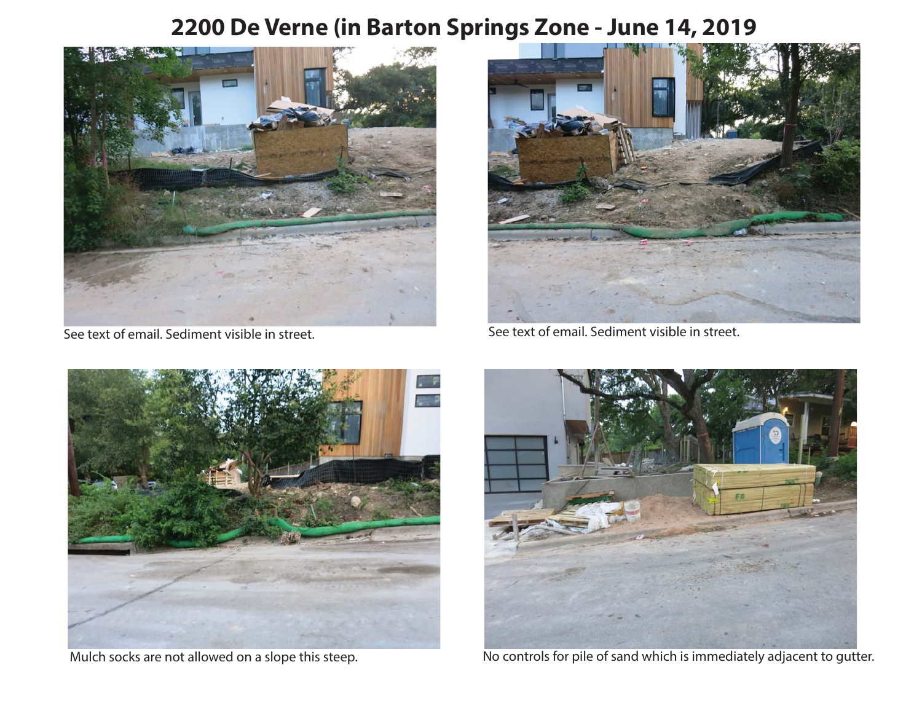# 2200 De Verne (in Barton Springs Zone - June 14, 2019

See text of email. Sediment visible in street.

See text of email. Sediment visible in street.

Mulch socks are not allowed on a slope this steep.

No controls for pile of sand which is immediately adjacent to gutter.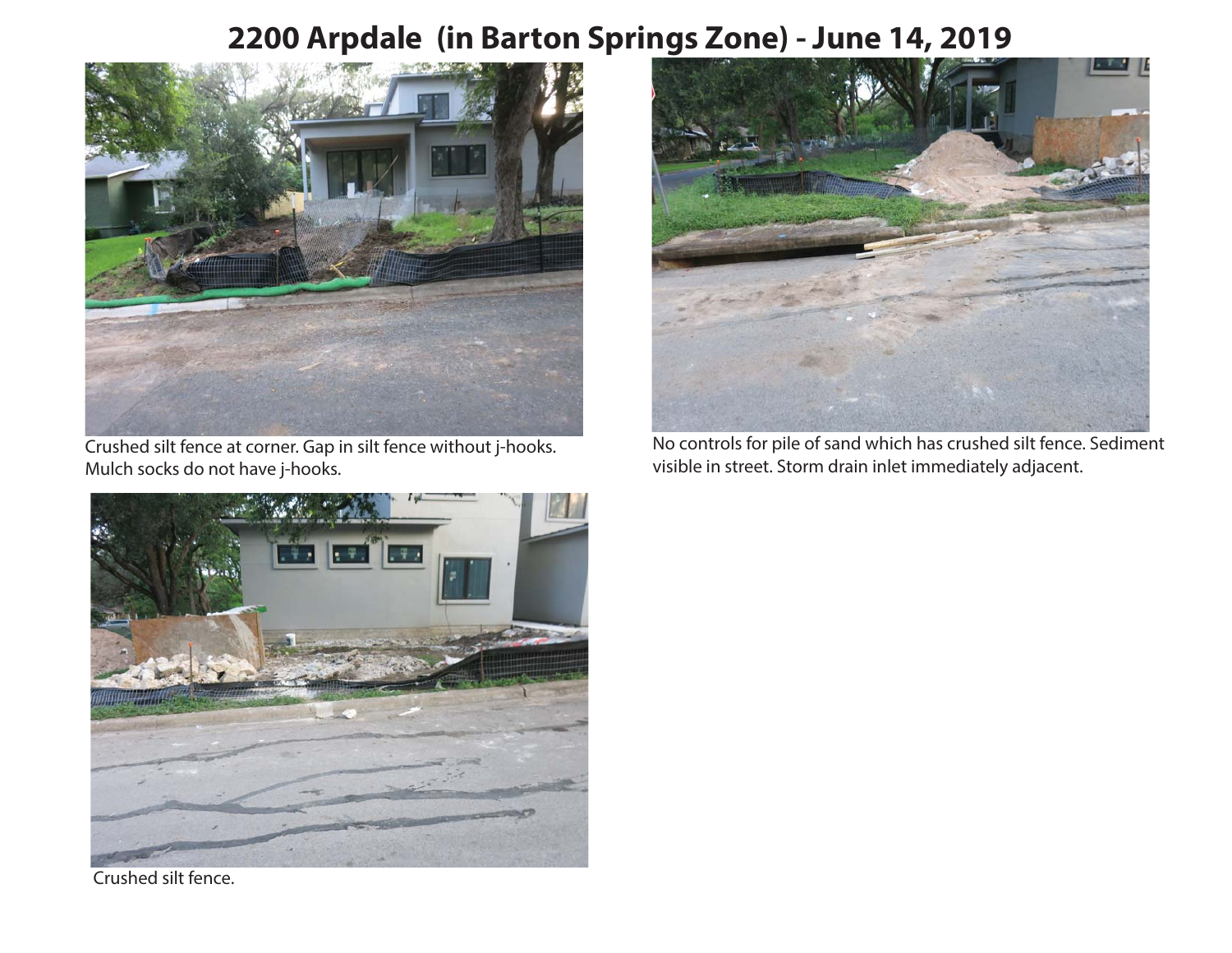# 2200 Arpdale (in Barton Springs Zone) - June 14, 2019

Crushed silt fence at corner. Gap in silt fence without j-hooks. Mulch socks do not have j-hooks.

No controls for pile of sand which has crushed silt fence. Sediment visible in street. Storm drain inlet immediately adjacent.

Crushed silt fence.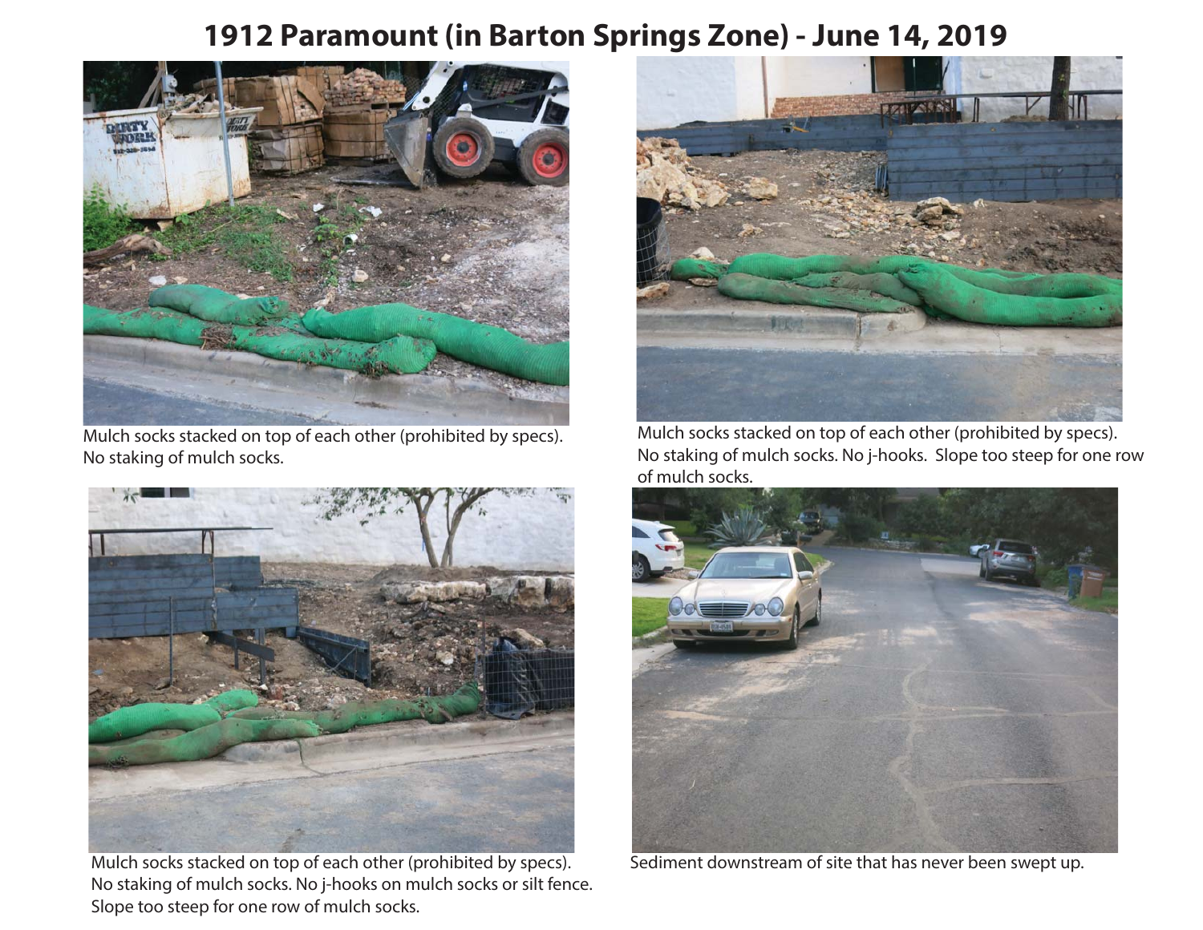# 1912 Paramount (in Barton Springs Zone) - June 14, 2019

Mulch socks stacked on top of each other (prohibited by specs). No staking of mulch socks.

Mulch socks stacked on top of each other (prohibited by specs). No staking of mulch socks. No j-hooks. Slope too steep for one row of mulch socks.

Mulch socks stacked on top of each other (prohibited by specs). No staking of mulch socks. No j-hooks on mulch socks or silt fence. Slope too steep for one row of mulch socks.

Sediment downstream of site that has never been swept up.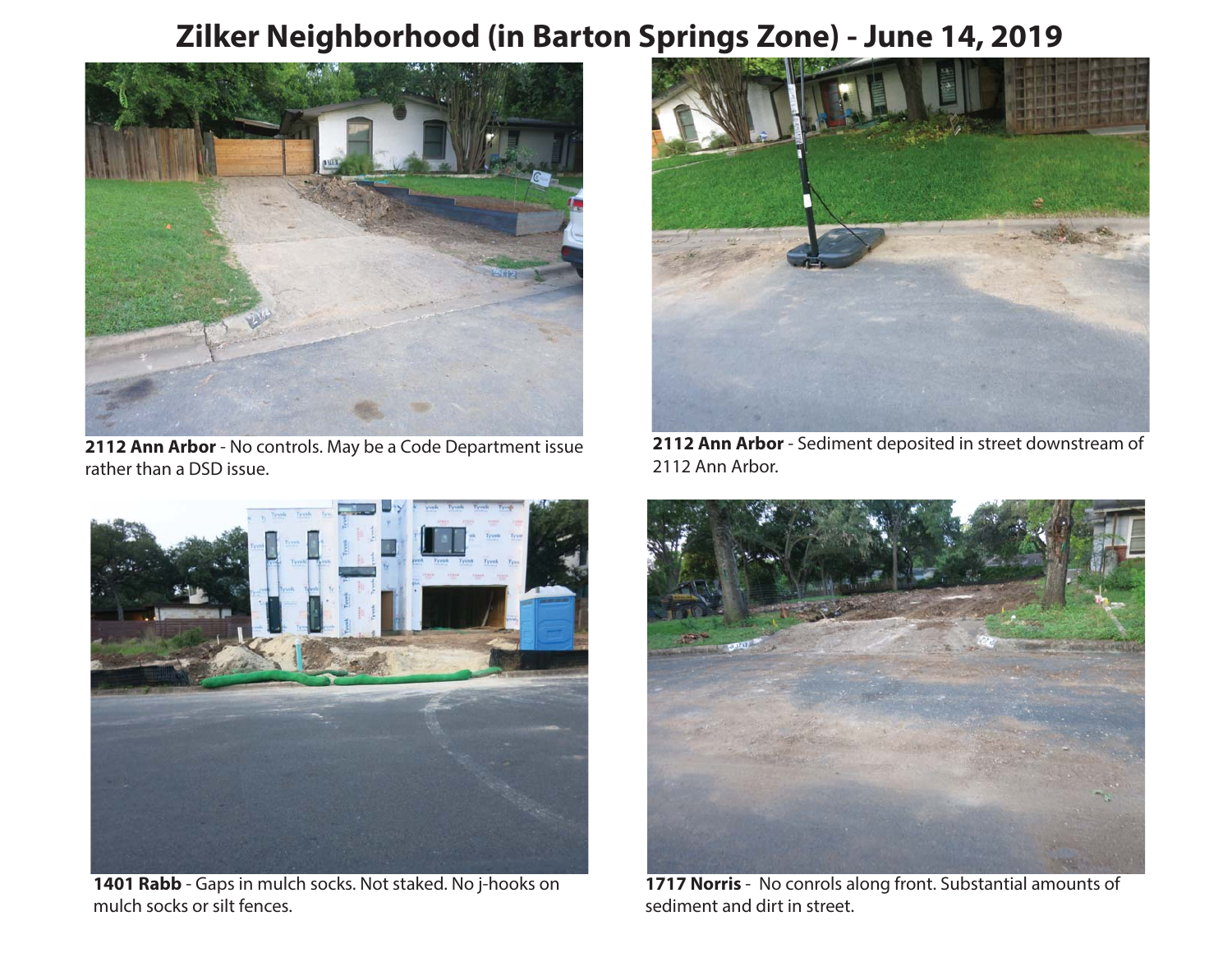# Zilker Neighborhood (in Barton Springs Zone) - June 14, 2019

**2112 Ann Arbor** - No controls. May be a Code Department issue rather than a DSD issue.

**2112 Ann Arbor** - Sediment deposited in street downstream of 2112 Ann Arbor.

**1401 Rabb** - Gaps in mulch socks. Not staked. No j-hooks on mulch socks or silt fences.

**1717 Norris** - No conrols along front. Substantial amounts of sediment and dirt in street.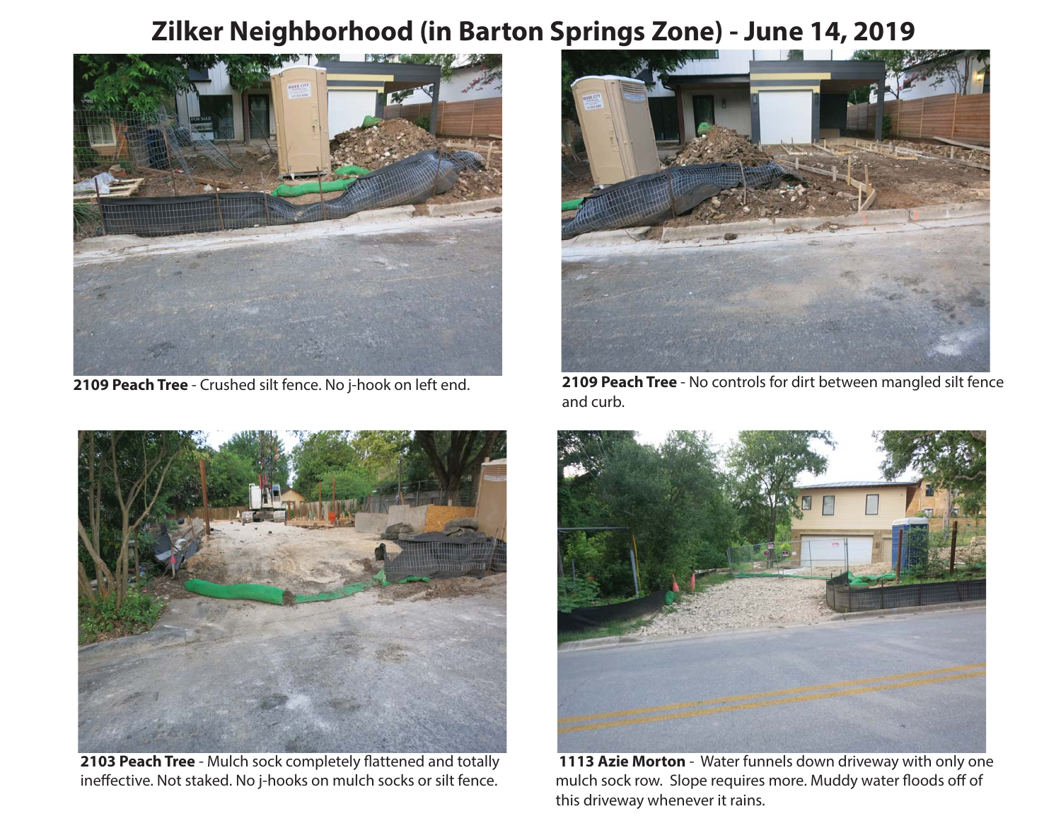# Zilker Neighborhood (in Barton Springs Zone) - June 14, 2019

**2109 Peach Tree** - Crushed silt fence. No j-hook on left end.

**2109 Peach Tree** - No controls for dirt between mangled silt fence and curb.

**2103 Peach Tree** - Mulch sock completely flattened and totally ineffective. Not staked. No j-hooks on mulch socks or silt fence.

**1113 Azie Morton** - Water funnels down driveway with only one mulch sock row. Slope requires more. Muddy water floods off of this driveway whenever it rains.